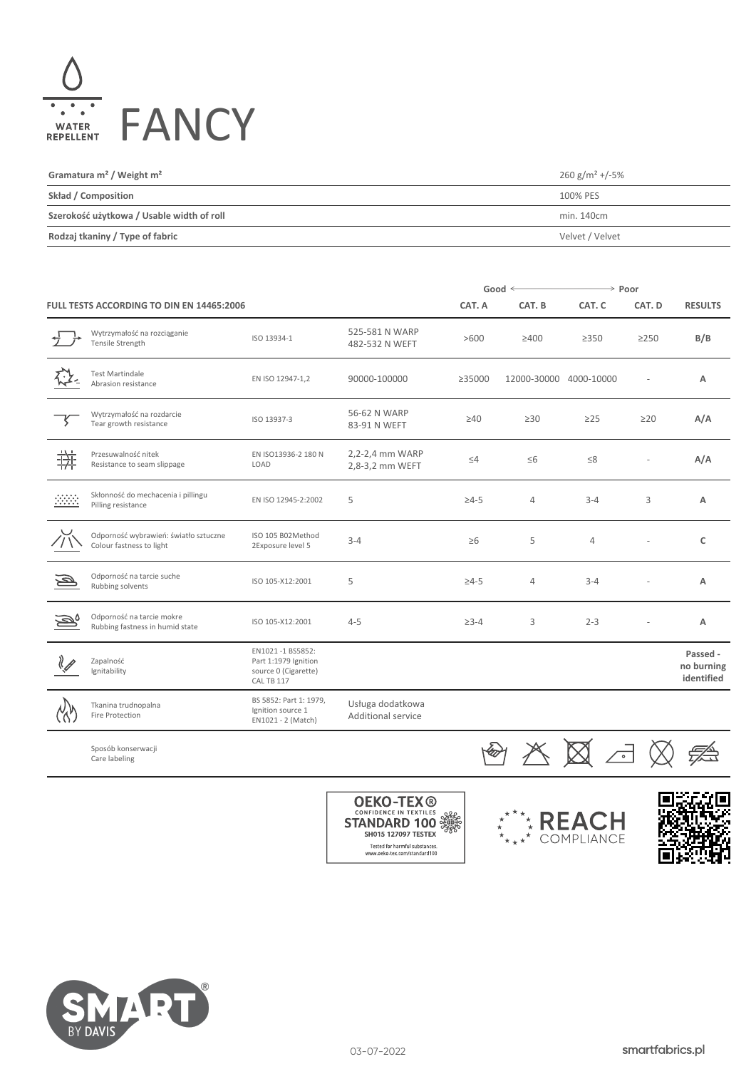WATER REPELLENT

# FANCY

| Gramatura m² / Weight m² | 260 g/m² +/-5% |
|---|---|
| Skład / Composition | 100% PES |
| Szerokość użytkowa / Usable width of roll | min. 140cm |
| Rodzaj tkaniny / Type of fabric | Velvet / Velvet |

| FULL TESTS ACCORDING TO DIN EN 14465:2006 | | | CAT. A (Good) | CAT. B | CAT. C | CAT. D (Poor) | RESULTS |
|---|---|---|---|---|---|---|---|
| Wytrzymałość na rozciąganie<br>Tensile Strength | ISO 13934-1 | 525-581 N WARP<br>482-532 N WEFT | >600 | ≥400 | ≥350 | ≥250 | **B/B** |
| Test Martindale<br>Abrasion resistance | EN ISO 12947-1,2 | 90000-100000 | ≥35000 | 12000-30000 | 4000-10000 | - | **A** |
| Wytrzymałość na rozdarcie<br>Tear growth resistance | ISO 13937-3 | 56-62 N WARP<br>83-91 N WEFT | ≥40 | ≥30 | ≥25 | ≥20 | **A/A** |
| Przesuwalność nitek<br>Resistance to seam slippage | EN ISO13936-2 180 N LOAD | 2,2-2,4 mm WARP<br>2,8-3,2 mm WEFT | ≤4 | ≤6 | ≤8 | - | **A/A** |
| Skłonność do mechacenia i pillingu<br>Pilling resistance | EN ISO 12945-2:2002 | 5 | ≥4-5 | 4 | 3-4 | 3 | **A** |
| Odporność wybrawień: światło sztuczne<br>Colour fastness to light | ISO 105 B02Method 2Exposure level 5 | 3-4 | ≥6 | 5 | 4 | - | **C** |
| Odporność na tarcie suche<br>Rubbing solvents | ISO 105-X12:2001 | 5 | ≥4-5 | 4 | 3-4 | - | **A** |
| Odporność na tarcie mokre<br>Rubbing fastness in humid state | ISO 105-X12:2001 | 4-5 | ≥3-4 | 3 | 2-3 | - | **A** |
| Zapalność<br>Ignitability | EN1021 -1 BS5852: Part 1:1979 Ignition source 0 (Cigarette) CAL TB 117 | | | | | | **Passed - no burning identified** |
| Tkanina trudnopalna<br>Fire Protection | BS 5852: Part 1: 1979, Ignition source 1 EN1021 - 2 (Match) | Usługa dodatkowa<br>Additional service | | | | | |

Sposób konserwacji
Care labeling

OEKO-TEX® CONFIDENCE IN TEXTILES STANDARD 100 SH015 127097 TESTEX Tested for harmful substances. www.oeko-tex.com/standard100

REACH COMPLIANCE

SMART BY DAVIS

03-07-2022

smartfabrics.pl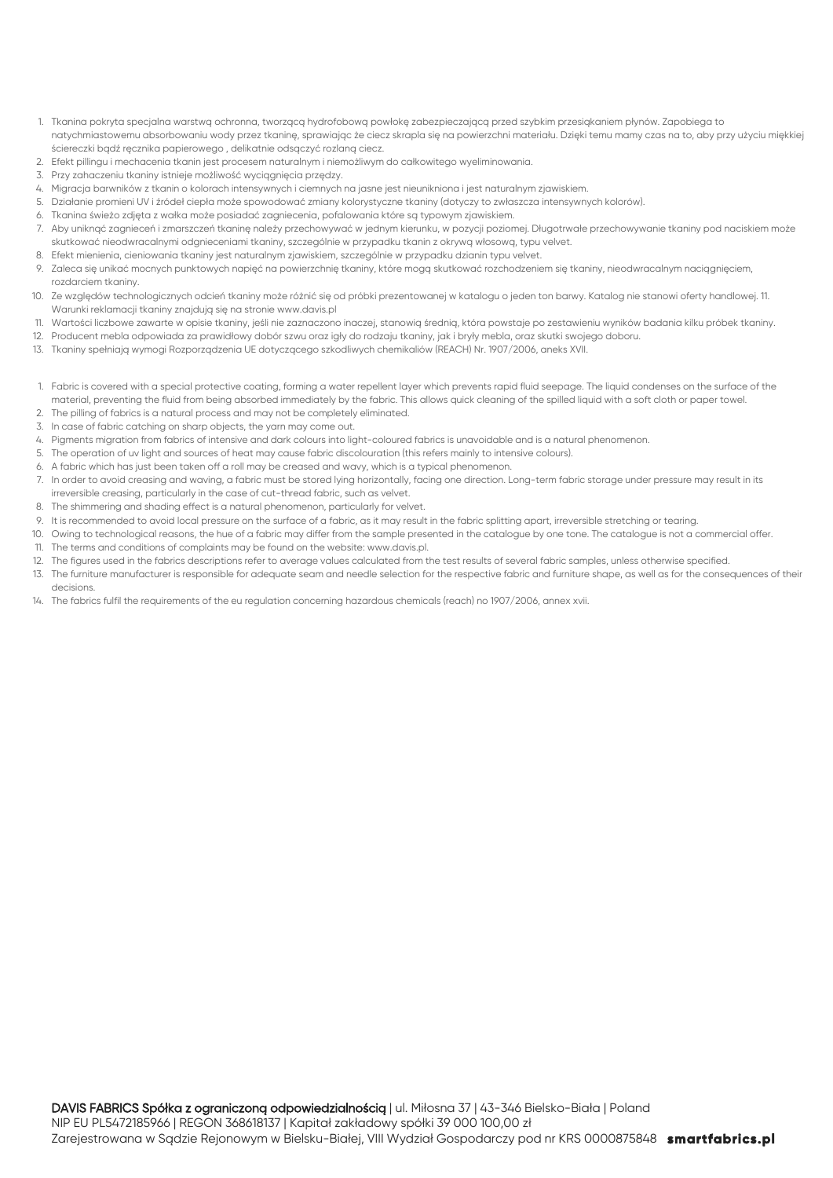1. Tkanina pokryta specjalna warstwą ochronna, tworzącą hydrofobową powłokę zabezpieczającą przed szybkim przesiąkaniem płynów. Zapobiega to natychmiastowemu absorbowaniu wody przez tkaninę, sprawiając że ciecz skrapla się na powierzchni materiału. Dzięki temu mamy czas na to, aby przy użyciu miękkiej ściereczki bądź ręcznika papierowego , delikatnie odsączyć rozlaną ciecz.
2. Efekt pillingu i mechacenia tkanin jest procesem naturalnym i niemożliwym do całkowitego wyeliminowania.
3. Przy zahaczeniu tkaniny istnieje możliwość wyciągnięcia przędzy.
4. Migracja barwników z tkanin o kolorach intensywnych i ciemnych na jasne jest nieunikniona i jest naturalnym zjawiskiem.
5. Działanie promieni UV i źródeł ciepła może spowodować zmiany kolorystyczne tkaniny (dotyczy to zwłaszcza intensywnych kolorów).
6. Tkanina świeżo zdjęta z wałka może posiadać zagniecenia, pofalowania które są typowym zjawiskiem.
7. Aby uniknąć zagnieceń i zmarszczeń tkaninę należy przechowywać w jednym kierunku, w pozycji poziomej. Długotrwałe przechowywanie tkaniny pod naciskiem może skutkować nieodwracalnymi odgnieceniami tkaniny, szczególnie w przypadku tkanin z okrywą włosową, typu velvet.
8. Efekt mienienia, cieniowania tkaniny jest naturalnym zjawiskiem, szczególnie w przypadku dzianin typu velvet.
9. Zaleca się unikać mocnych punktowych napięć na powierzchnię tkaniny, które mogą skutkować rozchodzeniem się tkaniny, nieodwracalnym naciągnięciem, rozdarciem tkaniny.
10. Ze względów technologicznych odcień tkaniny może różnić się od próbki prezentowanej w katalogu o jeden ton barwy. Katalog nie stanowi oferty handlowej. 11. Warunki reklamacji tkaniny znajdują się na stronie www.davis.pl
11. Wartości liczbowe zawarte w opisie tkaniny, jeśli nie zaznaczono inaczej, stanowią średnią, która powstaje po zestawieniu wyników badania kilku próbek tkaniny.
12. Producent mebla odpowiada za prawidłowy dobór szwu oraz igły do rodzaju tkaniny, jak i bryły mebla, oraz skutki swojego doboru.
13. Tkaniny spełniają wymogi Rozporządzenia UE dotyczącego szkodliwych chemikaliów (REACH) Nr. 1907/2006, aneks XVII.

1. Fabric is covered with a special protective coating, forming a water repellent layer which prevents rapid fluid seepage. The liquid condenses on the surface of the material, preventing the fluid from being absorbed immediately by the fabric. This allows quick cleaning of the spilled liquid with a soft cloth or paper towel.
2. The pilling of fabrics is a natural process and may not be completely eliminated.
3. In case of fabric catching on sharp objects, the yarn may come out.
4. Pigments migration from fabrics of intensive and dark colours into light-coloured fabrics is unavoidable and is a natural phenomenon.
5. The operation of uv light and sources of heat may cause fabric discolouration (this refers mainly to intensive colours).
6. A fabric which has just been taken off a roll may be creased and wavy, which is a typical phenomenon.
7. In order to avoid creasing and waving, a fabric must be stored lying horizontally, facing one direction. Long-term fabric storage under pressure may result in its irreversible creasing, particularly in the case of cut-thread fabric, such as velvet.
8. The shimmering and shading effect is a natural phenomenon, particularly for velvet.
9. It is recommended to avoid local pressure on the surface of a fabric, as it may result in the fabric splitting apart, irreversible stretching or tearing.
10. Owing to technological reasons, the hue of a fabric may differ from the sample presented in the catalogue by one tone. The catalogue is not a commercial offer.
11. The terms and conditions of complaints may be found on the website: www.davis.pl.
12. The figures used in the fabrics descriptions refer to average values calculated from the test results of several fabric samples, unless otherwise specified.
13. The furniture manufacturer is responsible for adequate seam and needle selection for the respective fabric and furniture shape, as well as for the consequences of their decisions.
14. The fabrics fulfil the requirements of the eu regulation concerning hazardous chemicals (reach) no 1907/2006, annex xvii.

**DAVIS FABRICS Spółka z ograniczoną odpowiedzialnością** | ul. Miłosna 37 | 43-346 Bielsko-Biała | Poland
NIP EU PL5472185966 | REGON 368618137 | Kapitał zakładowy spółki 39 000 100,00 zł
Zarejestrowana w Sądzie Rejonowym w Bielsku-Białej, VIII Wydział Gospodarczy pod nr KRS 0000875848 **smartfabrics.pl**